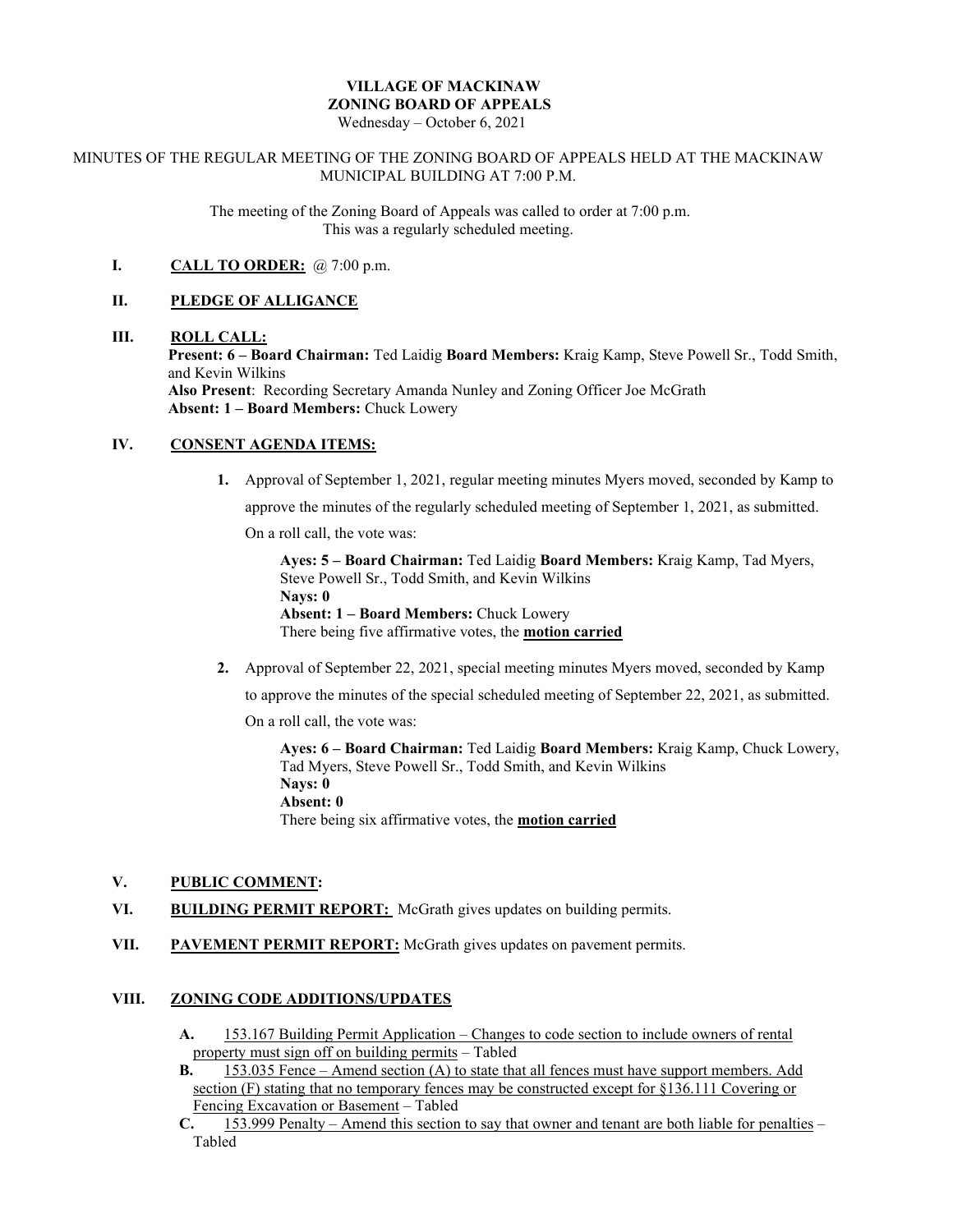**VILLAGE OF MACKINAW**
**ZONING BOARD OF APPEALS**
Wednesday – October 6, 2021

MINUTES OF THE REGULAR MEETING OF THE ZONING BOARD OF APPEALS HELD AT THE MACKINAW MUNICIPAL BUILDING AT 7:00 P.M.

The meeting of the Zoning Board of Appeals was called to order at 7:00 p.m.
This was a regularly scheduled meeting.

**I. <u>CALL TO ORDER:</u>** @ 7:00 p.m.

**II. <u>PLEDGE OF ALLIGANCE</u>**

**III. <u>ROLL CALL:</u>**
**Present: 6 – Board Chairman:** Ted Laidig **Board Members:** Kraig Kamp, Steve Powell Sr., Todd Smith, and Kevin Wilkins
**Also Present**: Recording Secretary Amanda Nunley and Zoning Officer Joe McGrath
**Absent: 1 – Board Members:** Chuck Lowery

**IV. <u>CONSENT AGENDA ITEMS:</u>**

1. Approval of September 1, 2021, regular meeting minutes Myers moved, seconded by Kamp to approve the minutes of the regularly scheduled meeting of September 1, 2021, as submitted. On a roll call, the vote was:

   **Ayes: 5 – Board Chairman:** Ted Laidig **Board Members:** Kraig Kamp, Tad Myers, Steve Powell Sr., Todd Smith, and Kevin Wilkins
   **Nays: 0**
   **Absent: 1 – Board Members:** Chuck Lowery
   There being five affirmative votes, the **<u>motion carried</u>**

2. Approval of September 22, 2021, special meeting minutes Myers moved, seconded by Kamp to approve the minutes of the special scheduled meeting of September 22, 2021, as submitted. On a roll call, the vote was:

   **Ayes: 6 – Board Chairman:** Ted Laidig **Board Members:** Kraig Kamp, Chuck Lowery, Tad Myers, Steve Powell Sr., Todd Smith, and Kevin Wilkins
   **Nays: 0**
   **Absent: 0**
   There being six affirmative votes, the **<u>motion carried</u>**

**V. <u>PUBLIC COMMENT</u>:**

**VI. <u>BUILDING PERMIT REPORT:</u>** McGrath gives updates on building permits.

**VII. <u>PAVEMENT PERMIT REPORT:</u>** McGrath gives updates on pavement permits.

**VIII. <u>ZONING CODE ADDITIONS/UPDATES</u>**

**A.** <u>153.167 Building Permit Application – Changes to code section to include owners of rental property must sign off on building permits</u> – Tabled

**B.** <u>153.035 Fence – Amend section (A) to state that all fences must have support members. Add section (F) stating that no temporary fences may be constructed except for §136.111 Covering or Fencing Excavation or Basement</u> – Tabled

**C.** <u>153.999 Penalty – Amend this section to say that owner and tenant are both liable for penalties</u> – Tabled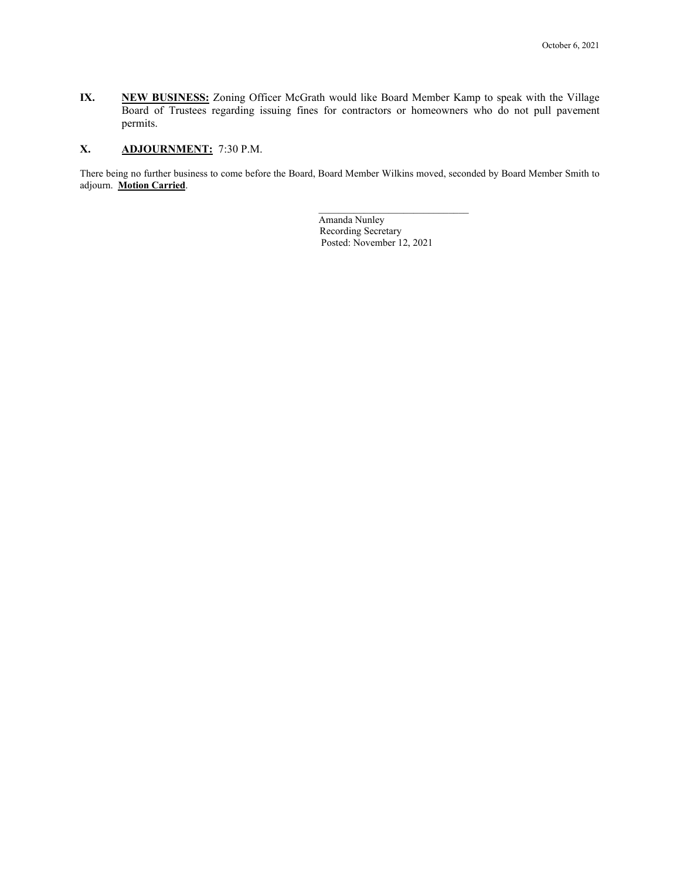**IX.** **NEW BUSINESS:** Zoning Officer McGrath would like Board Member Kamp to speak with the Village Board of Trustees regarding issuing fines for contractors or homeowners who do not pull pavement permits.

**X.** **ADJOURNMENT:** 7:30 P.M.

There being no further business to come before the Board, Board Member Wilkins moved, seconded by Board Member Smith to adjourn. **Motion Carried**.

Amanda Nunley
Recording Secretary
Posted: November 12, 2021